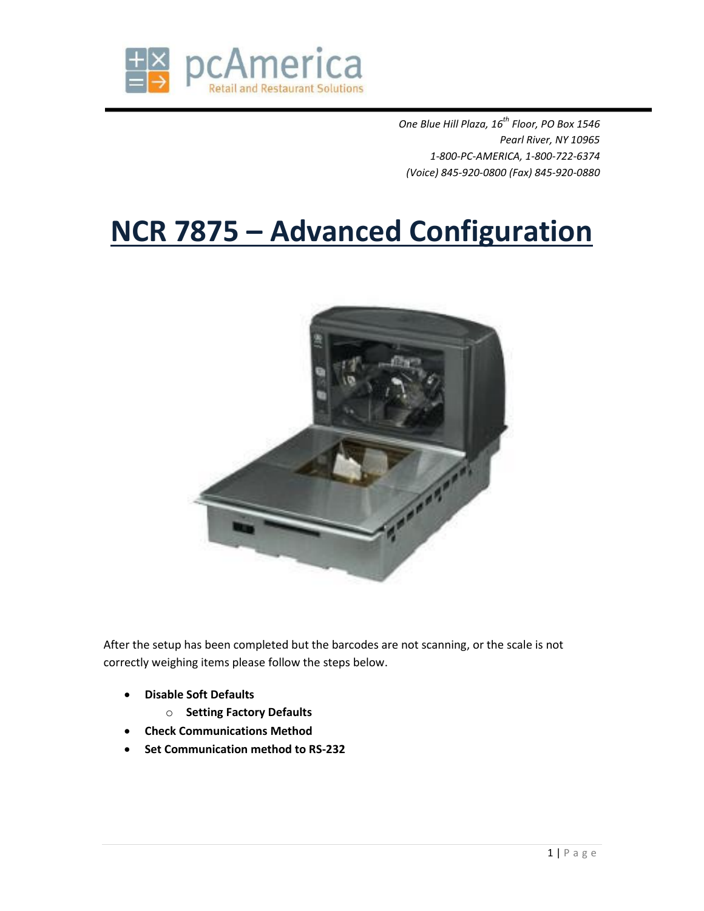*One Blue Hill Plaza, 16th Floor, PO Box 1546*
*Pearl River, NY 10965*
*1-800-PC-AMERICA, 1-800-722-6374*
*(Voice) 845-920-0800 (Fax) 845-920-0880*

# NCR 7875 – Advanced Configuration

After the setup has been completed but the barcodes are not scanning, or the scale is not correctly weighing items please follow the steps below.

- **Disable Soft Defaults**
    - **Setting Factory Defaults**
- **Check Communications Method**
- **Set Communication method to RS-232**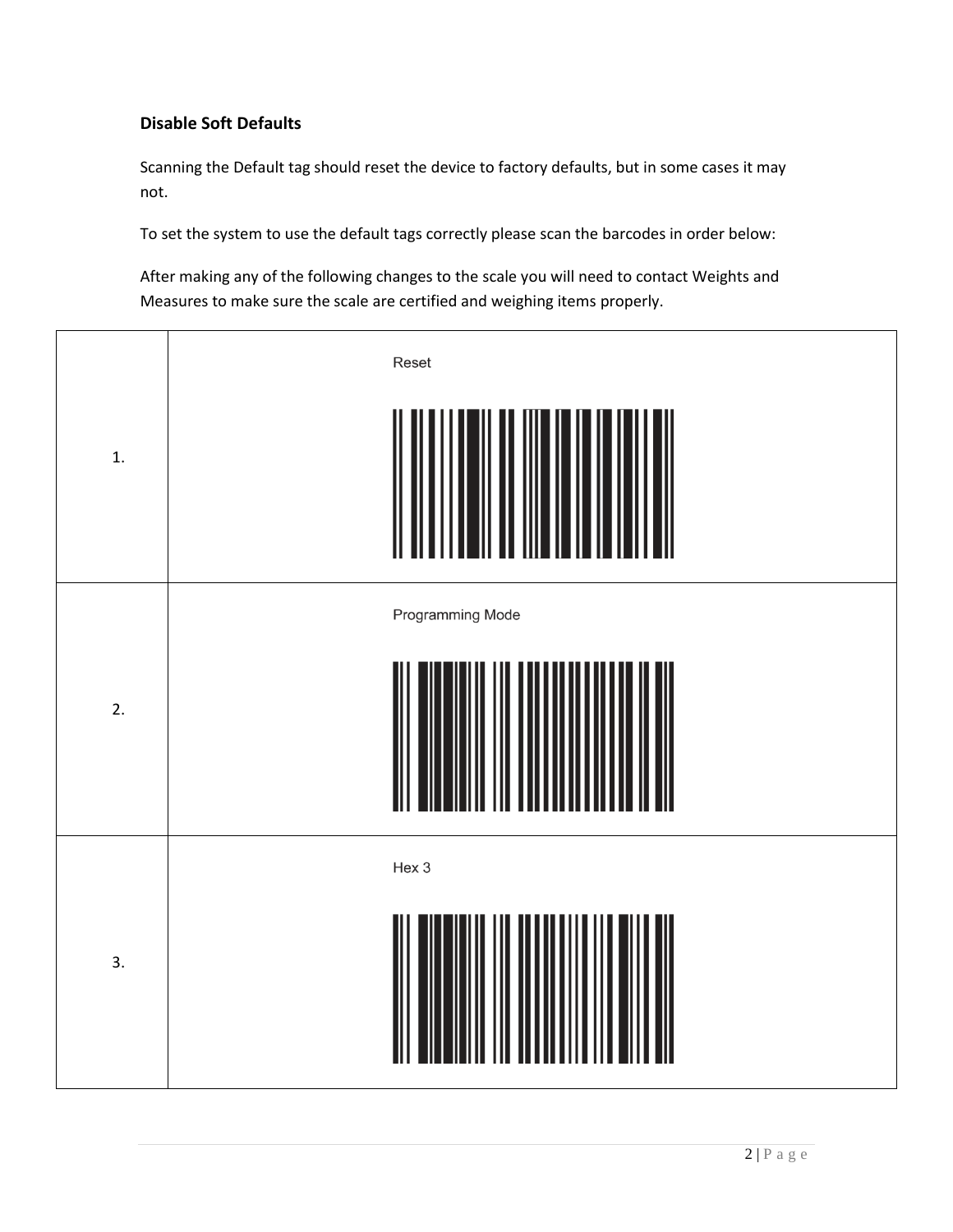### Disable Soft Defaults

Scanning the Default tag should reset the device to factory defaults, but in some cases it may not.

To set the system to use the default tags correctly please scan the barcodes in order below:

After making any of the following changes to the scale you will need to contact Weights and Measures to make sure the scale are certified and weighing items properly.

| | |
|---|---|
| 1. | Reset |
| 2. | Programming Mode |
| 3. | Hex 3 |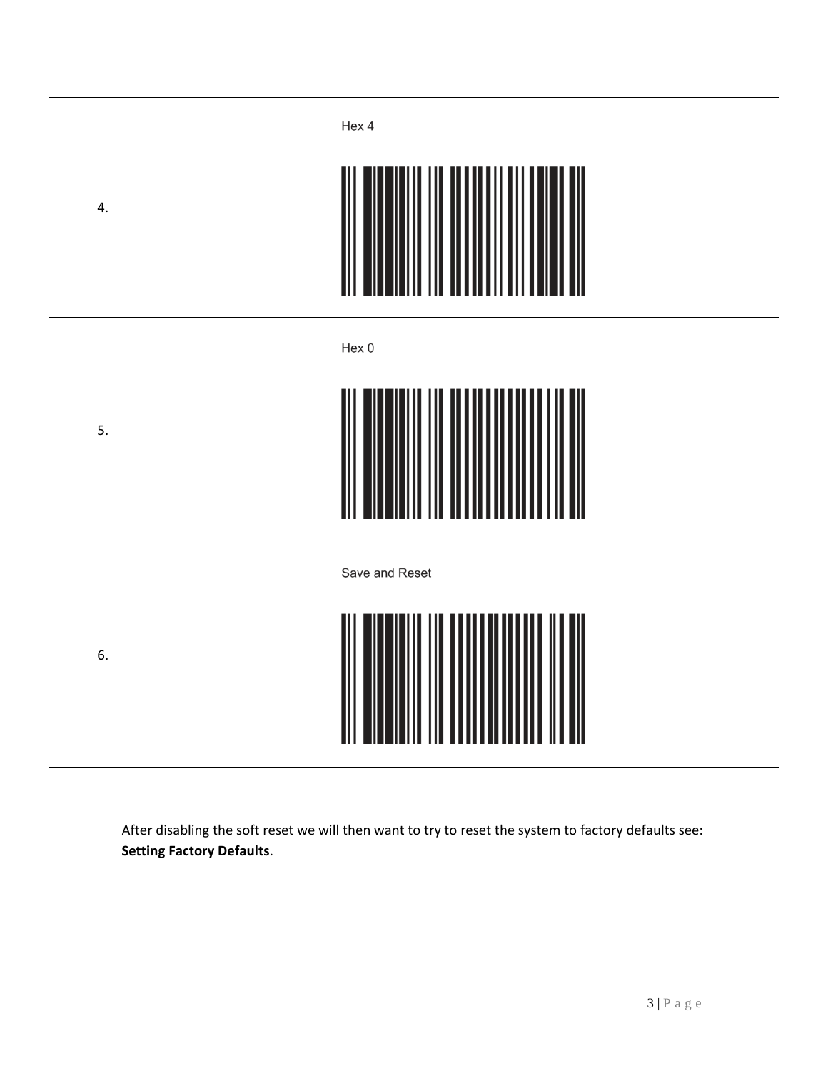| | |
|---|---|
| 4. | Hex 4 |
| 5. | Hex 0 |
| 6. | Save and Reset |

After disabling the soft reset we will then want to try to reset the system to factory defaults see: **Setting Factory Defaults**.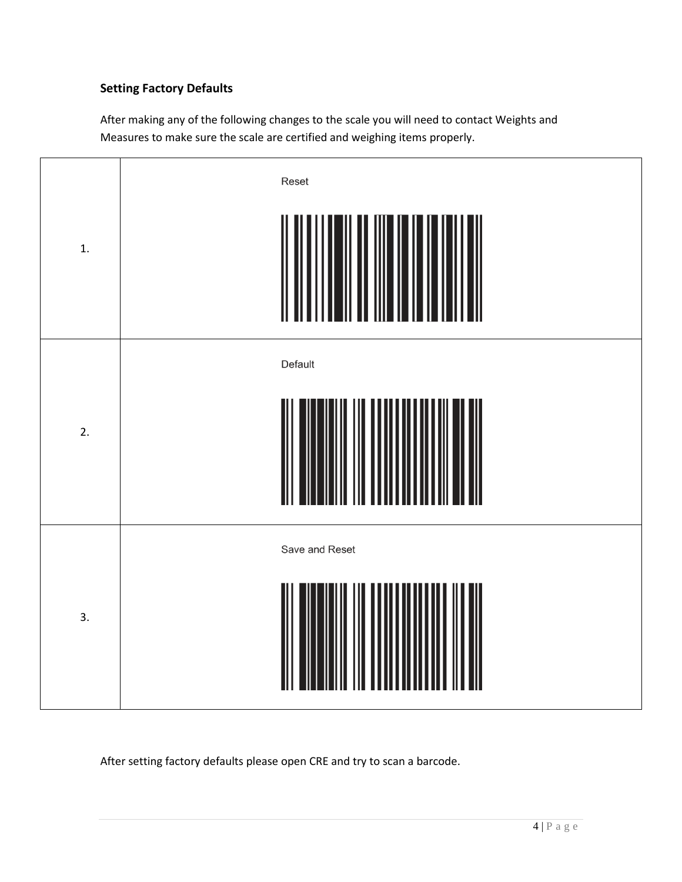**Setting Factory Defaults**

After making any of the following changes to the scale you will need to contact Weights and Measures to make sure the scale are certified and weighing items properly.

| | |
|---|---|
| 1. | Reset |
| 2. | Default |
| 3. | Save and Reset |

After setting factory defaults please open CRE and try to scan a barcode.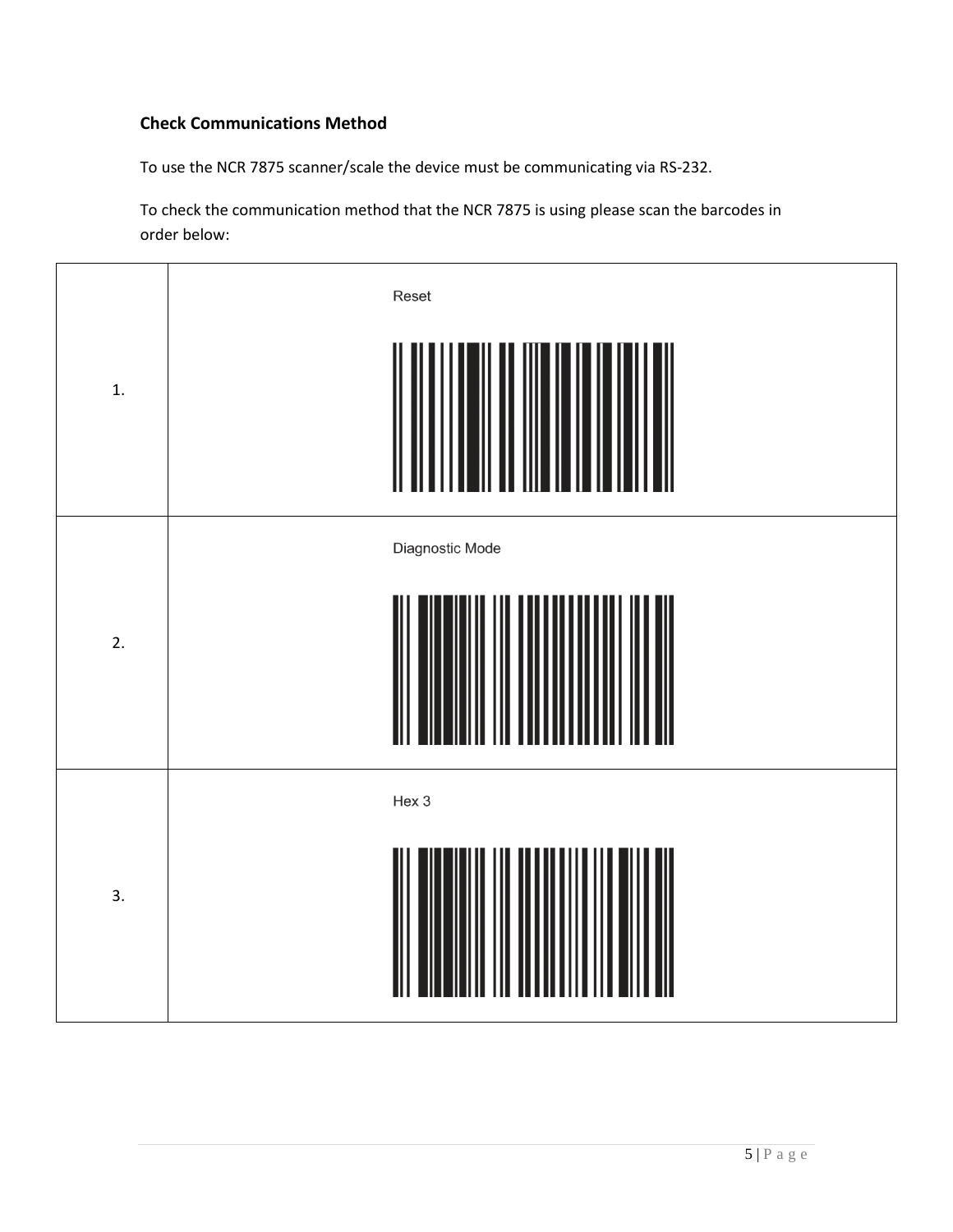**Check Communications Method**

To use the NCR 7875 scanner/scale the device must be communicating via RS-232.

To check the communication method that the NCR 7875 is using please scan the barcodes in order below:

| | |
|---|---|
| 1. | Reset |
| 2. | Diagnostic Mode |
| 3. | Hex 3 |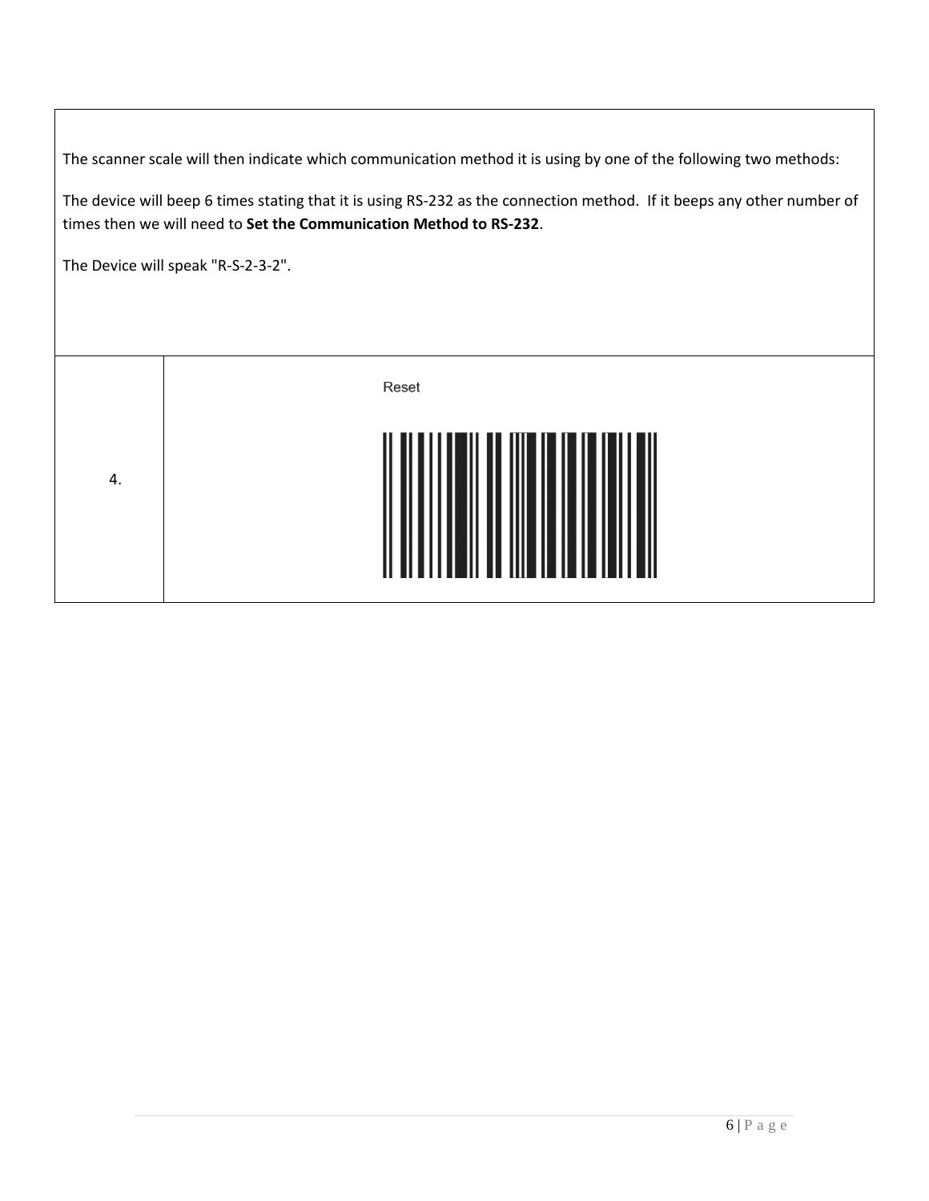| |
|---|
| The scanner scale will then indicate which communication method it is using by one of the following two methods:<br><br>The device will beep 6 times stating that it is using RS-232 as the connection method. If it beeps any other number of times then we will need to **Set the Communication Method to RS-232**.<br><br>The Device will speak "R-S-2-3-2". |

| | |
|---|---|
| 4. | Reset |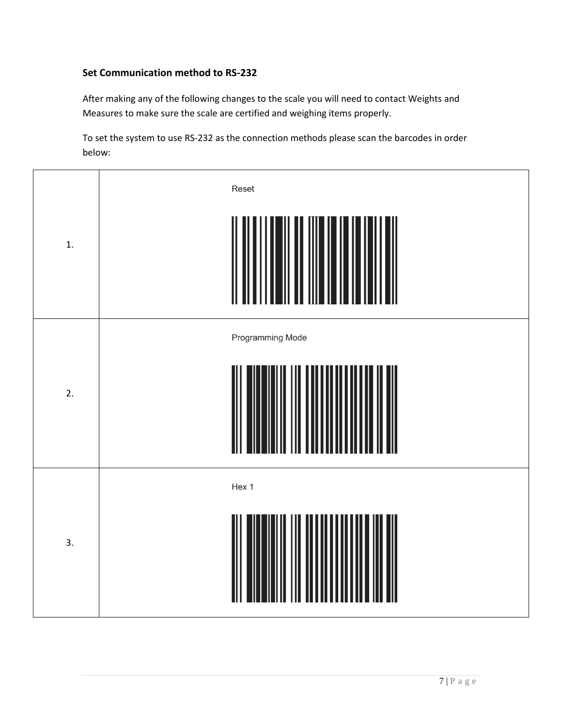**Set Communication method to RS-232**

After making any of the following changes to the scale you will need to contact Weights and Measures to make sure the scale are certified and weighing items properly.

To set the system to use RS-232 as the connection methods please scan the barcodes in order below:

| | |
|---|---|
| 1. | Reset |
| 2. | Programming Mode |
| 3. | Hex 1 |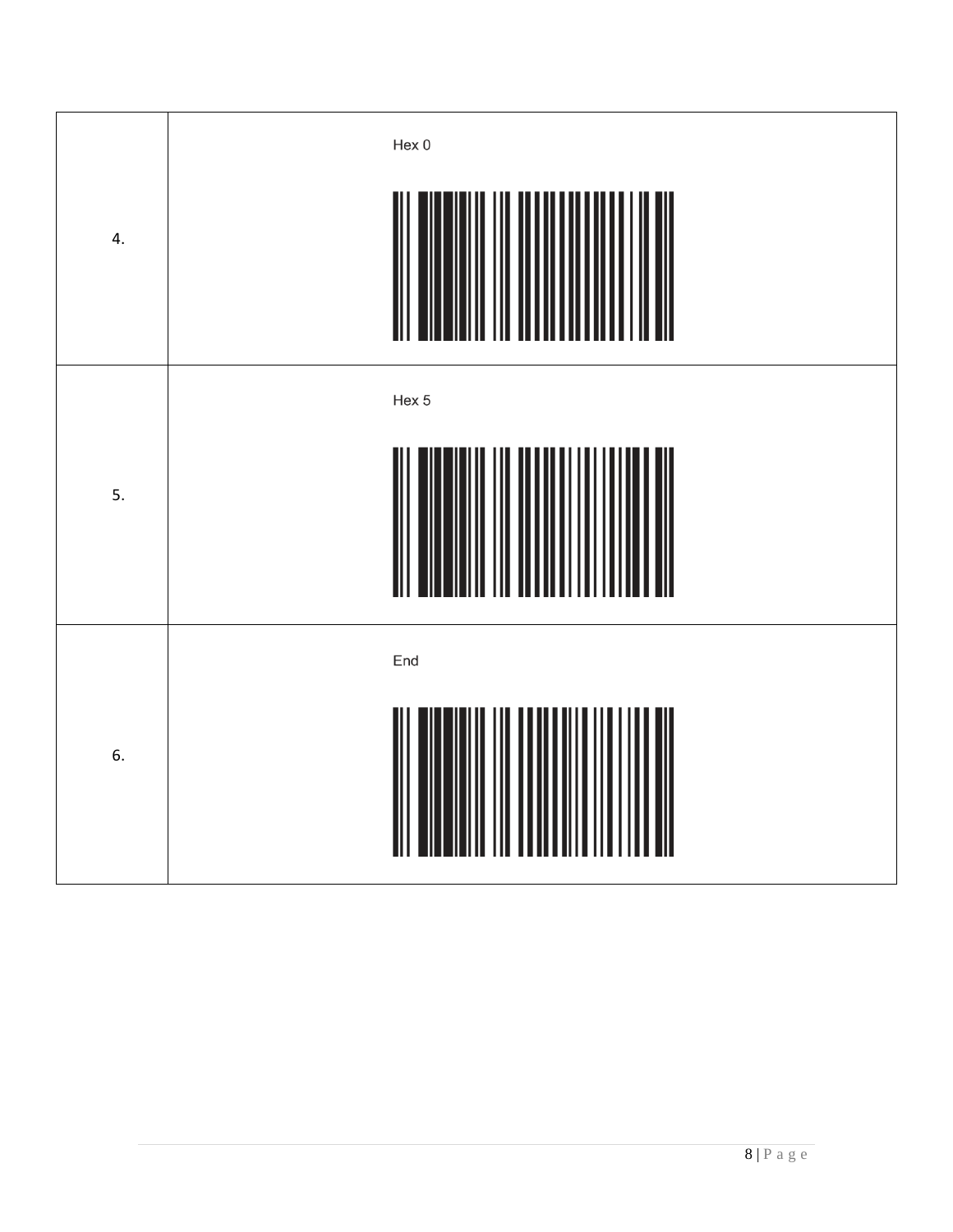| | |
|---|---|
| 4. | Hex 0 |
| 5. | Hex 5 |
| 6. | End |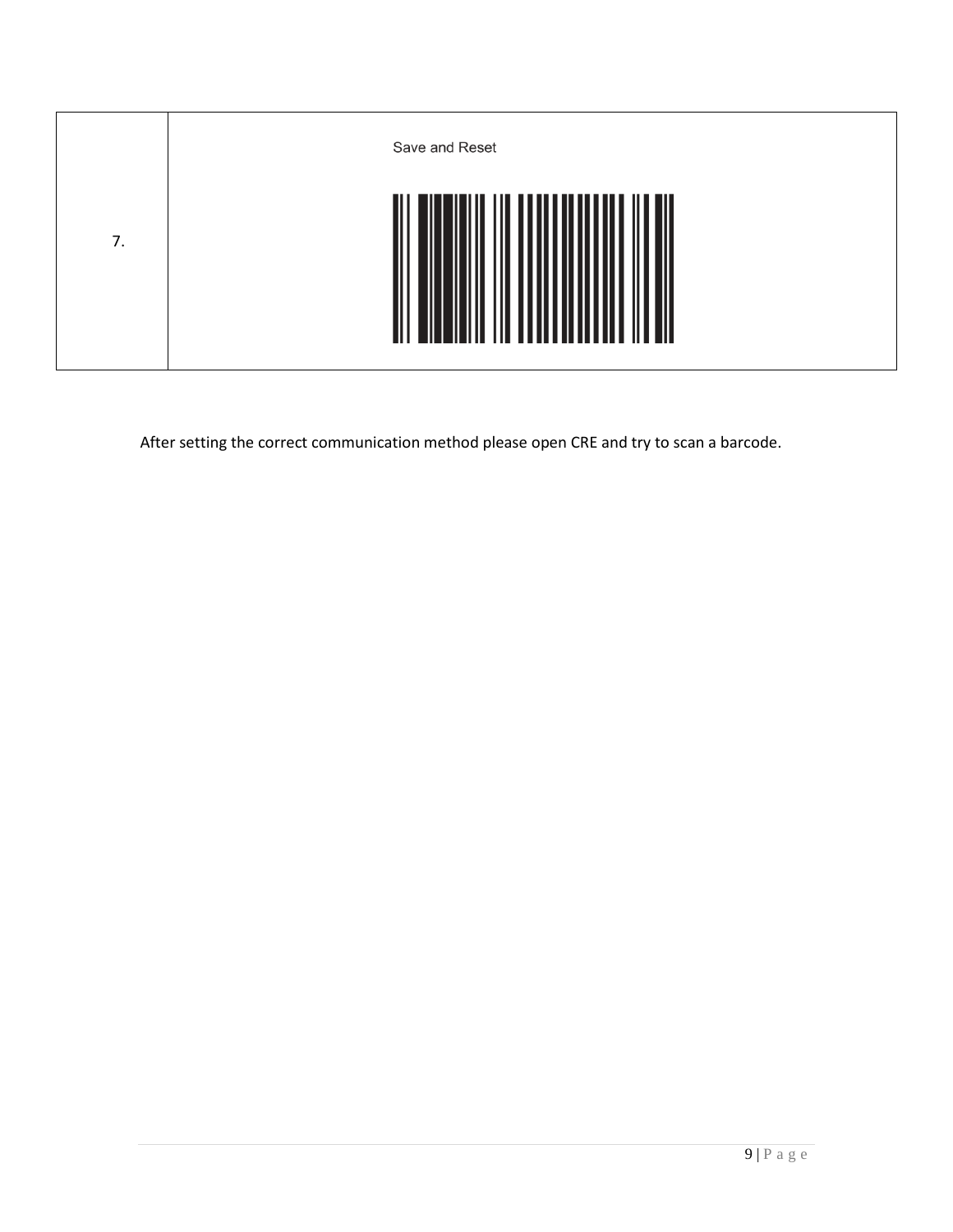| | |
|---|---|
| 7. | Save and Reset |

After setting the correct communication method please open CRE and try to scan a barcode.